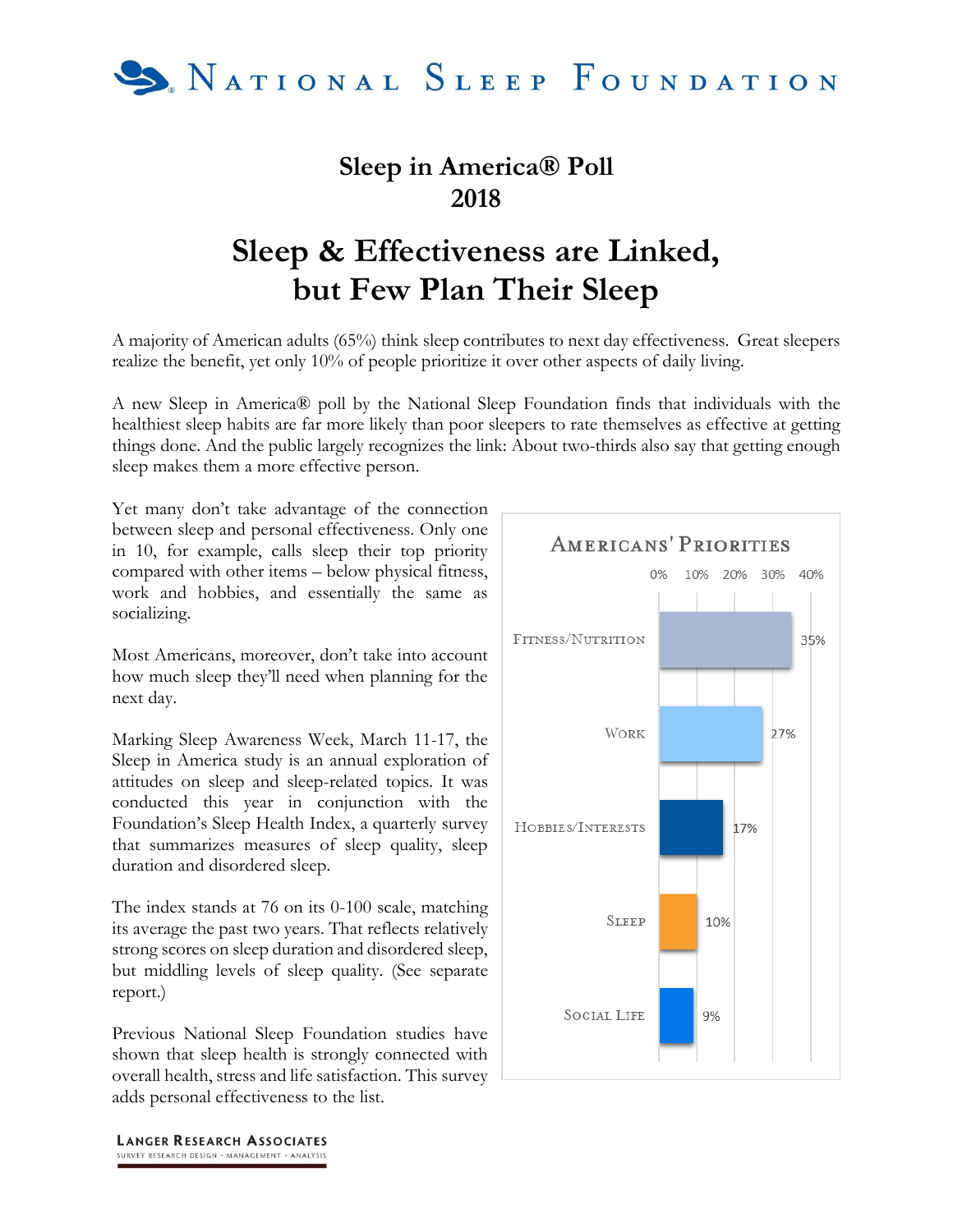National Sleep Foundation

# Sleep in America® Poll 2018

# Sleep & Effectiveness are Linked, but Few Plan Their Sleep

A majority of American adults (65%) think sleep contributes to next day effectiveness. Great sleepers realize the benefit, yet only 10% of people prioritize it over other aspects of daily living.

A new Sleep in America® poll by the National Sleep Foundation finds that individuals with the healthiest sleep habits are far more likely than poor sleepers to rate themselves as effective at getting things done. And the public largely recognizes the link: About two-thirds also say that getting enough sleep makes them a more effective person.

Yet many don't take advantage of the connection between sleep and personal effectiveness. Only one in 10, for example, calls sleep their top priority compared with other items – below physical fitness, work and hobbies, and essentially the same as socializing.

Most Americans, moreover, don't take into account how much sleep they'll need when planning for the next day.

Marking Sleep Awareness Week, March 11-17, the Sleep in America study is an annual exploration of attitudes on sleep and sleep-related topics. It was conducted this year in conjunction with the Foundation's Sleep Health Index, a quarterly survey that summarizes measures of sleep quality, sleep duration and disordered sleep.

The index stands at 76 on its 0-100 scale, matching its average the past two years. That reflects relatively strong scores on sleep duration and disordered sleep, but middling levels of sleep quality. (See separate report.)

Previous National Sleep Foundation studies have shown that sleep health is strongly connected with overall health, stress and life satisfaction. This survey adds personal effectiveness to the list.

Americans' Priorities

0%
10%
20%
30%
40%

Fitness/Nutrition 35%
Work 27%
Hobbies/Interests 17%
Sleep 10%
Social Life 9%

Langer Research Associates
Survey Research Design • Management • Analysis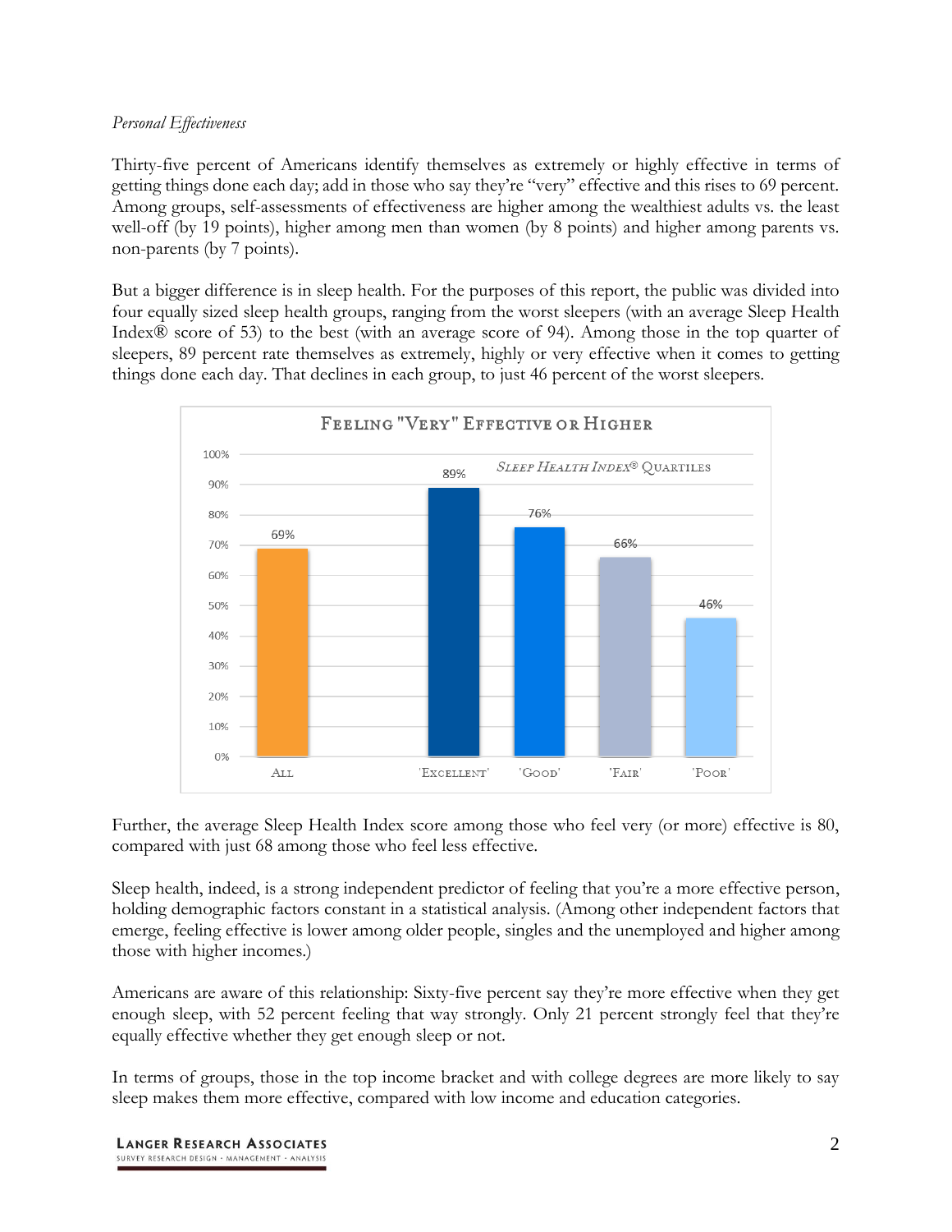*Personal Effectiveness*

Thirty-five percent of Americans identify themselves as extremely or highly effective in terms of getting things done each day; add in those who say they're "very" effective and this rises to 69 percent. Among groups, self-assessments of effectiveness are higher among the wealthiest adults vs. the least well-off (by 19 points), higher among men than women (by 8 points) and higher among parents vs. non-parents (by 7 points).

But a bigger difference is in sleep health. For the purposes of this report, the public was divided into four equally sized sleep health groups, ranging from the worst sleepers (with an average Sleep Health Index® score of 53) to the best (with an average score of 94). Among those in the top quarter of sleepers, 89 percent rate themselves as extremely, highly or very effective when it comes to getting things done each day. That declines in each group, to just 46 percent of the worst sleepers.

Feeling "Very" Effective or Higher

*Sleep Health Index*® Quartiles

100%
90%
80%
70%
60%
50%
40%
30%
20%
10%
0%

69%
89%
76%
66%
46%

All
'Excellent'
'Good'
'Fair'
'Poor'

Further, the average Sleep Health Index score among those who feel very (or more) effective is 80, compared with just 68 among those who feel less effective.

Sleep health, indeed, is a strong independent predictor of feeling that you're a more effective person, holding demographic factors constant in a statistical analysis. (Among other independent factors that emerge, feeling effective is lower among older people, singles and the unemployed and higher among those with higher incomes.)

Americans are aware of this relationship: Sixty-five percent say they're more effective when they get enough sleep, with 52 percent feeling that way strongly. Only 21 percent strongly feel that they're equally effective whether they get enough sleep or not.

In terms of groups, those in the top income bracket and with college degrees are more likely to say sleep makes them more effective, compared with low income and education categories.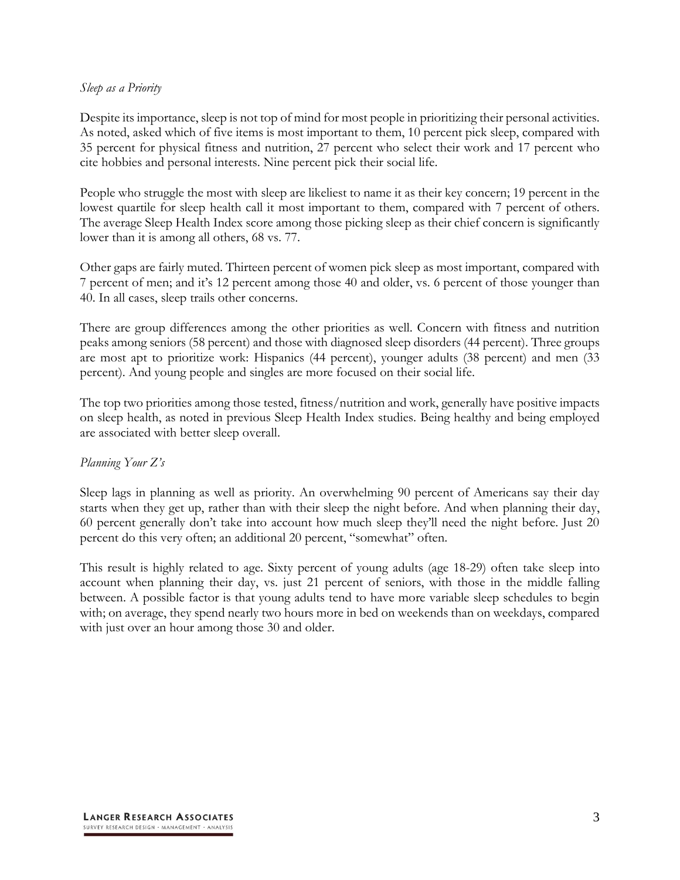*Sleep as a Priority*

Despite its importance, sleep is not top of mind for most people in prioritizing their personal activities. As noted, asked which of five items is most important to them, 10 percent pick sleep, compared with 35 percent for physical fitness and nutrition, 27 percent who select their work and 17 percent who cite hobbies and personal interests. Nine percent pick their social life.

People who struggle the most with sleep are likeliest to name it as their key concern; 19 percent in the lowest quartile for sleep health call it most important to them, compared with 7 percent of others. The average Sleep Health Index score among those picking sleep as their chief concern is significantly lower than it is among all others, 68 vs. 77.

Other gaps are fairly muted. Thirteen percent of women pick sleep as most important, compared with 7 percent of men; and it's 12 percent among those 40 and older, vs. 6 percent of those younger than 40. In all cases, sleep trails other concerns.

There are group differences among the other priorities as well. Concern with fitness and nutrition peaks among seniors (58 percent) and those with diagnosed sleep disorders (44 percent). Three groups are most apt to prioritize work: Hispanics (44 percent), younger adults (38 percent) and men (33 percent). And young people and singles are more focused on their social life.

The top two priorities among those tested, fitness/nutrition and work, generally have positive impacts on sleep health, as noted in previous Sleep Health Index studies. Being healthy and being employed are associated with better sleep overall.

*Planning Your Z's*

Sleep lags in planning as well as priority. An overwhelming 90 percent of Americans say their day starts when they get up, rather than with their sleep the night before. And when planning their day, 60 percent generally don't take into account how much sleep they'll need the night before. Just 20 percent do this very often; an additional 20 percent, "somewhat" often.

This result is highly related to age. Sixty percent of young adults (age 18-29) often take sleep into account when planning their day, vs. just 21 percent of seniors, with those in the middle falling between. A possible factor is that young adults tend to have more variable sleep schedules to begin with; on average, they spend nearly two hours more in bed on weekends than on weekdays, compared with just over an hour among those 30 and older.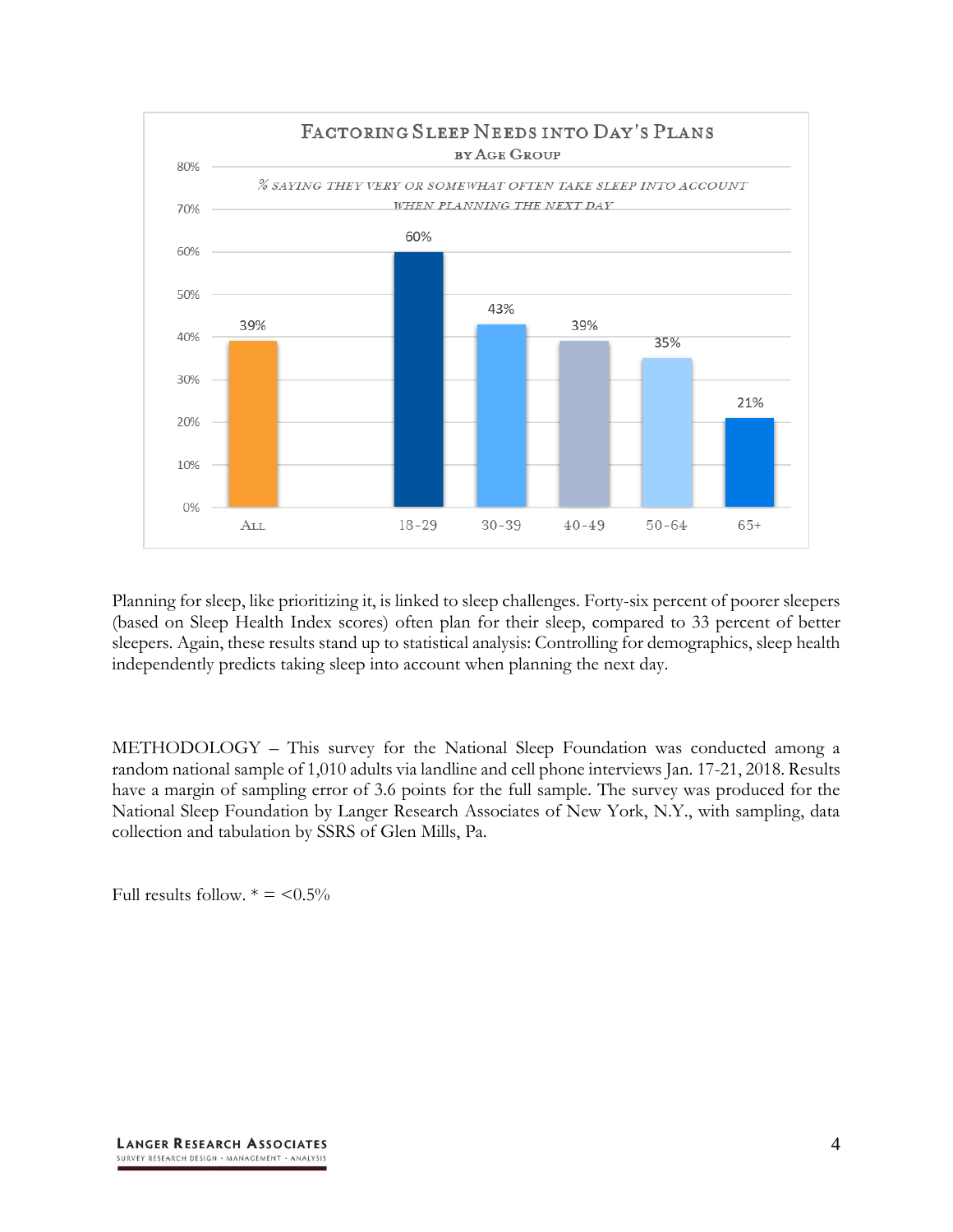FACTORING SLEEP NEEDS INTO DAY'S PLANS

BY AGE GROUP

% SAYING THEY VERY OR SOMEWHAT OFTEN TAKE SLEEP INTO ACCOUNT WHEN PLANNING THE NEXT DAY

80%
70%
60%
50%
40%
30%
20%
10%
0%

ALL 39%
18-29 60%
30-39 43%
40-49 39%
50-64 35%
65+ 21%

Planning for sleep, like prioritizing it, is linked to sleep challenges. Forty-six percent of poorer sleepers (based on Sleep Health Index scores) often plan for their sleep, compared to 33 percent of better sleepers. Again, these results stand up to statistical analysis: Controlling for demographics, sleep health independently predicts taking sleep into account when planning the next day.

METHODOLOGY – This survey for the National Sleep Foundation was conducted among a random national sample of 1,010 adults via landline and cell phone interviews Jan. 17-21, 2018. Results have a margin of sampling error of 3.6 points for the full sample. The survey was produced for the National Sleep Foundation by Langer Research Associates of New York, N.Y., with sampling, data collection and tabulation by SSRS of Glen Mills, Pa.

Full results follow. * = <0.5%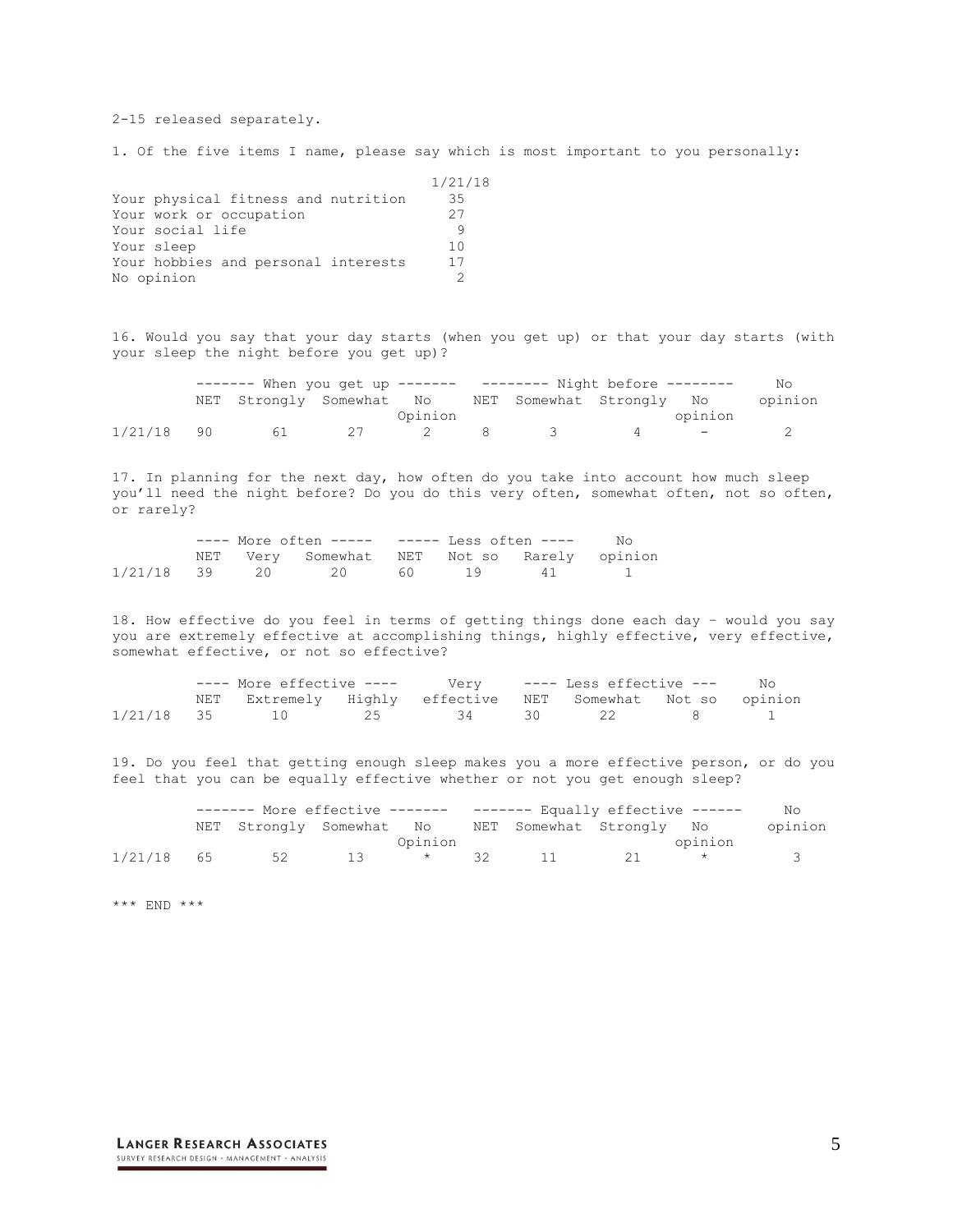2-15 released separately.

1. Of the five items I name, please say which is most important to you personally:

| | 1/21/18 |
|---|---|
| Your physical fitness and nutrition | 35 |
| Your work or occupation | 27 |
| Your social life | 9 |
| Your sleep | 10 |
| Your hobbies and personal interests | 17 |
| No opinion | 2 |

16. Would you say that your day starts (when you get up) or that your day starts (with your sleep the night before you get up)?

| | When you get up | | | | Night before | | | | No opinion |
|---|---|---|---|---|---|---|---|---|---|
| | NET | Strongly | Somewhat | No Opinion | NET | Somewhat | Strongly | No opinion | |
| 1/21/18 | 90 | 61 | 27 | 2 | 8 | 3 | 4 | - | 2 |

17. In planning for the next day, how often do you take into account how much sleep you'll need the night before? Do you do this very often, somewhat often, not so often, or rarely?

| | More often | | | Less often | | | No opinion |
|---|---|---|---|---|---|---|---|
| | NET | Very | Somewhat | NET | Not so | Rarely | |
| 1/21/18 | 39 | 20 | 20 | 60 | 19 | 41 | 1 |

18. How effective do you feel in terms of getting things done each day – would you say you are extremely effective at accomplishing things, highly effective, very effective, somewhat effective, or not so effective?

| | More effective | | | Very effective | Less effective | | | No opinion |
|---|---|---|---|---|---|---|---|---|
| | NET | Extremely | Highly | | NET | Somewhat | Not so | |
| 1/21/18 | 35 | 10 | 25 | 34 | 30 | 22 | 8 | 1 |

19. Do you feel that getting enough sleep makes you a more effective person, or do you feel that you can be equally effective whether or not you get enough sleep?

| | More effective | | | | Equally effective | | | | No opinion |
|---|---|---|---|---|---|---|---|---|---|
| | NET | Strongly | Somewhat | No Opinion | NET | Somewhat | Strongly | No opinion | |
| 1/21/18 | 65 | 52 | 13 | * | 32 | 11 | 21 | * | 3 |

*** END ***